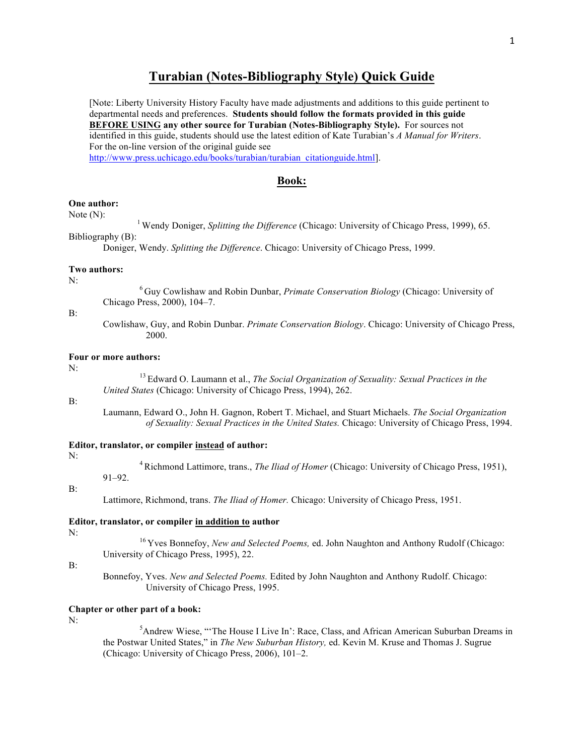# Turabian (Notes-Bibliography Style) Quick Guide

[Note: Liberty University History Faculty have made adjustments and additions to this guide pertinent to departmental needs and preferences. **Students should follow the formats provided in this guide BEFORE USING any other source for Turabian (Notes-Bibliography Style).** For sources not identified in this guide, students should use the latest edition of Kate Turabian's *A Manual for Writers*. For the on-line version of the original guide see http://www.press.uchicago.edu/books/turabian/turabian_citationguide.html].

## Book:

**One author:**

Note (N):

[1] Wendy Doniger, *Splitting the Difference* (Chicago: University of Chicago Press, 1999), 65.

Bibliography (B):

Doniger, Wendy. *Splitting the Difference*. Chicago: University of Chicago Press, 1999.

**Two authors:**

N:

[6] Guy Cowlishaw and Robin Dunbar, *Primate Conservation Biology* (Chicago: University of Chicago Press, 2000), 104–7.

B:

Cowlishaw, Guy, and Robin Dunbar. *Primate Conservation Biology*. Chicago: University of Chicago Press, 2000.

**Four or more authors:**

N:

[13] Edward O. Laumann et al., *The Social Organization of Sexuality: Sexual Practices in the United States* (Chicago: University of Chicago Press, 1994), 262.

B:

Laumann, Edward O., John H. Gagnon, Robert T. Michael, and Stuart Michaels. *The Social Organization of Sexuality: Sexual Practices in the United States.* Chicago: University of Chicago Press, 1994.

**Editor, translator, or compiler instead of author:**

N:

[4] Richmond Lattimore, trans., *The Iliad of Homer* (Chicago: University of Chicago Press, 1951), 91–92.

B:

Lattimore, Richmond, trans. *The Iliad of Homer.* Chicago: University of Chicago Press, 1951.

**Editor, translator, or compiler in addition to author**

N:

[16] Yves Bonnefoy, *New and Selected Poems,* ed. John Naughton and Anthony Rudolf (Chicago: University of Chicago Press, 1995), 22.

B:

Bonnefoy, Yves. *New and Selected Poems.* Edited by John Naughton and Anthony Rudolf. Chicago: University of Chicago Press, 1995.

**Chapter or other part of a book:**

N:

[5] Andrew Wiese, "'The House I Live In': Race, Class, and African American Suburban Dreams in the Postwar United States," in *The New Suburban History,* ed. Kevin M. Kruse and Thomas J. Sugrue (Chicago: University of Chicago Press, 2006), 101–2.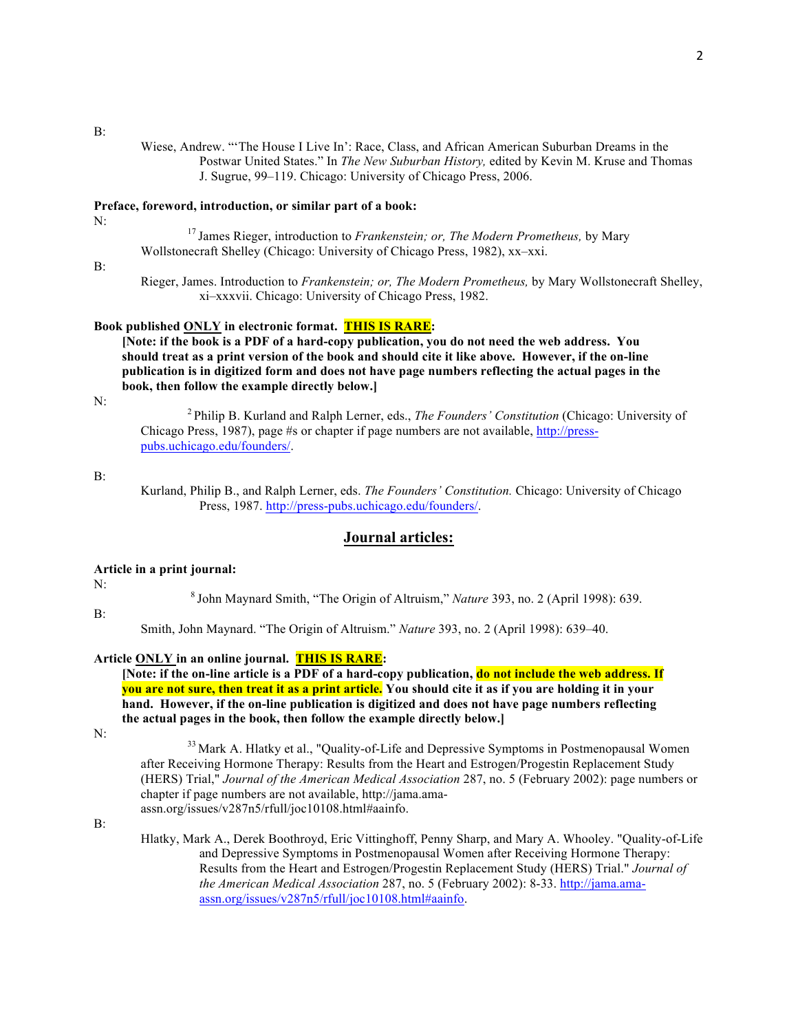B:

Wiese, Andrew. "'The House I Live In': Race, Class, and African American Suburban Dreams in the Postwar United States." In *The New Suburban History,* edited by Kevin M. Kruse and Thomas J. Sugrue, 99–119. Chicago: University of Chicago Press, 2006.

**Preface, foreword, introduction, or similar part of a book:**

N:

[17] James Rieger, introduction to *Frankenstein; or, The Modern Prometheus,* by Mary Wollstonecraft Shelley (Chicago: University of Chicago Press, 1982), xx–xxi.

B:

Rieger, James. Introduction to *Frankenstein; or, The Modern Prometheus,* by Mary Wollstonecraft Shelley, xi–xxxvii. Chicago: University of Chicago Press, 1982.

**Book published ONLY in electronic format. THIS IS RARE:**

**[Note: if the book is a PDF of a hard-copy publication, you do not need the web address. You should treat as a print version of the book and should cite it like above. However, if the on-line publication is in digitized form and does not have page numbers reflecting the actual pages in the book, then follow the example directly below.]**

N:

[2] Philip B. Kurland and Ralph Lerner, eds., *The Founders' Constitution* (Chicago: University of Chicago Press, 1987), page #s or chapter if page numbers are not available, http://press-pubs.uchicago.edu/founders/.

B:

Kurland, Philip B., and Ralph Lerner, eds. *The Founders' Constitution.* Chicago: University of Chicago Press, 1987. http://press-pubs.uchicago.edu/founders/.

## Journal articles:

**Article in a print journal:**

N:

[8] John Maynard Smith, "The Origin of Altruism," *Nature* 393, no. 2 (April 1998): 639.

B:

Smith, John Maynard. "The Origin of Altruism." *Nature* 393, no. 2 (April 1998): 639–40.

**Article ONLY in an online journal. THIS IS RARE:**

**[Note: if the on-line article is a PDF of a hard-copy publication, do not include the web address. If you are not sure, then treat it as a print article. You should cite it as if you are holding it in your hand. However, if the on-line publication is digitized and does not have page numbers reflecting the actual pages in the book, then follow the example directly below.]**

N:

[33] Mark A. Hlatky et al., "Quality-of-Life and Depressive Symptoms in Postmenopausal Women after Receiving Hormone Therapy: Results from the Heart and Estrogen/Progestin Replacement Study (HERS) Trial," *Journal of the American Medical Association* 287, no. 5 (February 2002): page numbers or chapter if page numbers are not available, http://jama.ama-assn.org/issues/v287n5/rfull/joc10108.html#aainfo.

B:

Hlatky, Mark A., Derek Boothroyd, Eric Vittinghoff, Penny Sharp, and Mary A. Whooley. "Quality-of-Life and Depressive Symptoms in Postmenopausal Women after Receiving Hormone Therapy: Results from the Heart and Estrogen/Progestin Replacement Study (HERS) Trial." *Journal of the American Medical Association* 287, no. 5 (February 2002): 8-33. http://jama.ama-assn.org/issues/v287n5/rfull/joc10108.html#aainfo.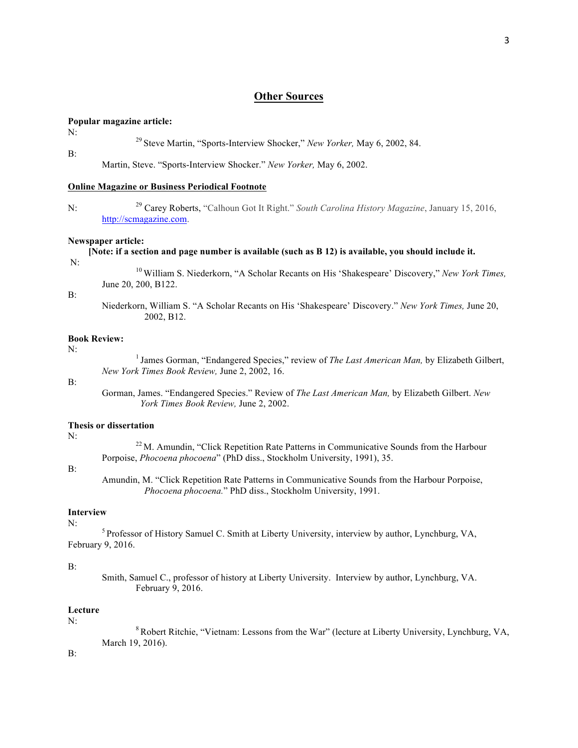## **Other Sources**

**Popular magazine article:**

N:

[29] Steve Martin, "Sports-Interview Shocker," *New Yorker,* May 6, 2002, 84.

B:

Martin, Steve. "Sports-Interview Shocker." *New Yorker,* May 6, 2002.

**Online Magazine or Business Periodical Footnote**

N: [29] Carey Roberts, "Calhoun Got It Right." *South Carolina History Magazine*, January 15, 2016, http://scmagazine.com.

**Newspaper article:**

**[Note: if a section and page number is available (such as B 12) is available, you should include it.**

N:

[10] William S. Niederkorn, "A Scholar Recants on His 'Shakespeare' Discovery," *New York Times,* June 20, 200, B122.

B:

Niederkorn, William S. "A Scholar Recants on His 'Shakespeare' Discovery." *New York Times,* June 20, 2002, B12.

**Book Review:**

N:

[1] James Gorman, "Endangered Species," review of *The Last American Man,* by Elizabeth Gilbert, *New York Times Book Review,* June 2, 2002, 16.

B:

Gorman, James. "Endangered Species." Review of *The Last American Man,* by Elizabeth Gilbert. *New York Times Book Review,* June 2, 2002.

**Thesis or dissertation**

N:

[22] M. Amundin, "Click Repetition Rate Patterns in Communicative Sounds from the Harbour Porpoise, *Phocoena phocoena*" (PhD diss., Stockholm University, 1991), 35.

B:

Amundin, M. "Click Repetition Rate Patterns in Communicative Sounds from the Harbour Porpoise, *Phocoena phocoena.*" PhD diss., Stockholm University, 1991.

**Interview**

N:

[5] Professor of History Samuel C. Smith at Liberty University, interview by author, Lynchburg, VA, February 9, 2016.

B:

Smith, Samuel C., professor of history at Liberty University. Interview by author, Lynchburg, VA. February 9, 2016.

**Lecture**

N:

[8] Robert Ritchie, "Vietnam: Lessons from the War" (lecture at Liberty University, Lynchburg, VA, March 19, 2016).

B: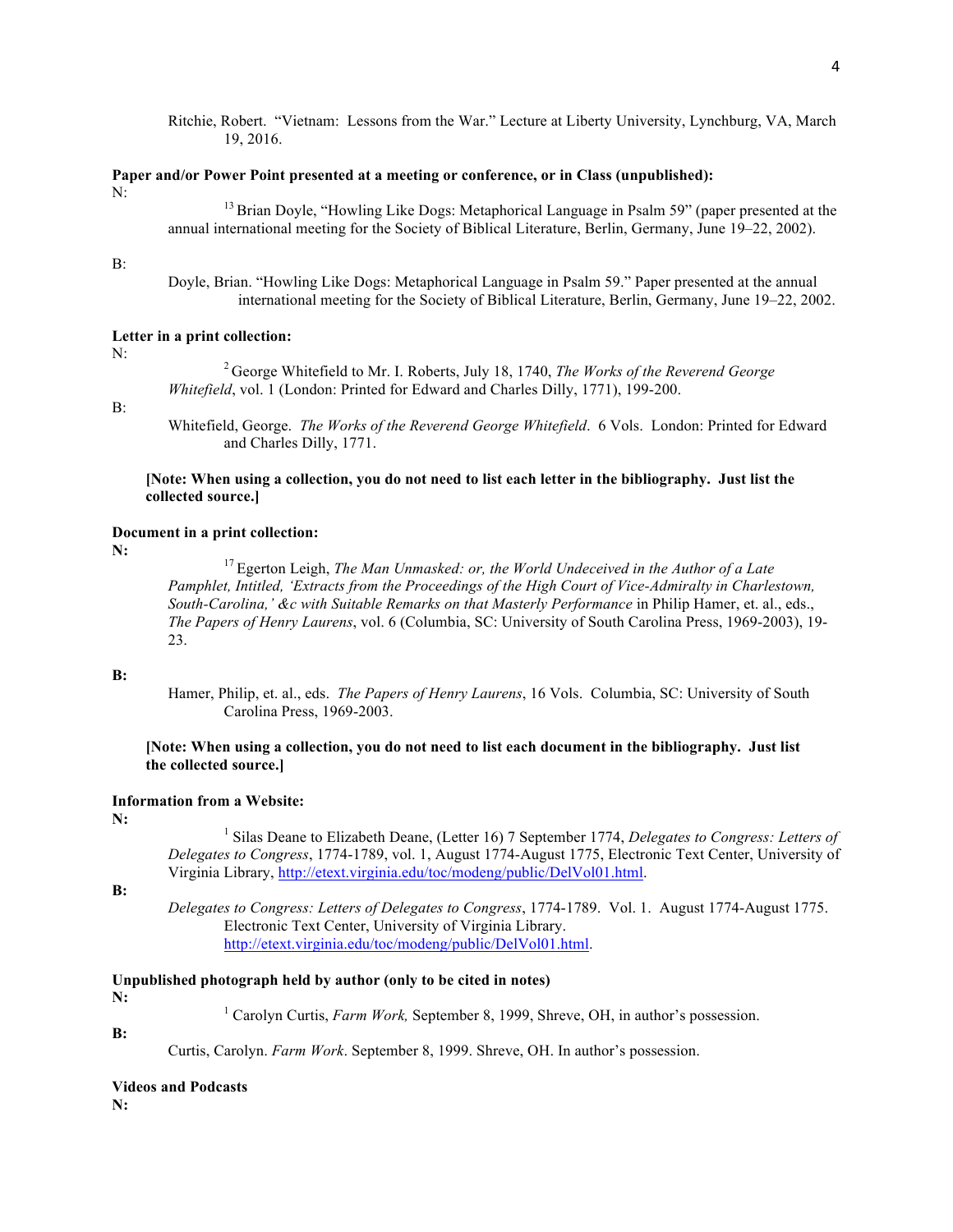Ritchie, Robert. "Vietnam: Lessons from the War." Lecture at Liberty University, Lynchburg, VA, March 19, 2016.

**Paper and/or Power Point presented at a meeting or conference, or in Class (unpublished):**

N:

[13] Brian Doyle, "Howling Like Dogs: Metaphorical Language in Psalm 59" (paper presented at the annual international meeting for the Society of Biblical Literature, Berlin, Germany, June 19–22, 2002).

B:

Doyle, Brian. "Howling Like Dogs: Metaphorical Language in Psalm 59." Paper presented at the annual international meeting for the Society of Biblical Literature, Berlin, Germany, June 19–22, 2002.

**Letter in a print collection:**

N:

[2] George Whitefield to Mr. I. Roberts, July 18, 1740, *The Works of the Reverend George Whitefield*, vol. 1 (London: Printed for Edward and Charles Dilly, 1771), 199-200.

B:

Whitefield, George. *The Works of the Reverend George Whitefield*. 6 Vols. London: Printed for Edward and Charles Dilly, 1771.

**[Note: When using a collection, you do not need to list each letter in the bibliography. Just list the collected source.]**

**Document in a print collection:**

**N:**

[17] Egerton Leigh, *The Man Unmasked: or, the World Undeceived in the Author of a Late Pamphlet, Intitled, 'Extracts from the Proceedings of the High Court of Vice-Admiralty in Charlestown, South-Carolina,' &c with Suitable Remarks on that Masterly Performance* in Philip Hamer, et. al., eds., *The Papers of Henry Laurens*, vol. 6 (Columbia, SC: University of South Carolina Press, 1969-2003), 19-23.

**B:**

Hamer, Philip, et. al., eds. *The Papers of Henry Laurens*, 16 Vols. Columbia, SC: University of South Carolina Press, 1969-2003.

**[Note: When using a collection, you do not need to list each document in the bibliography. Just list the collected source.]**

**Information from a Website:**

**N:**

[1] Silas Deane to Elizabeth Deane, (Letter 16) 7 September 1774, *Delegates to Congress: Letters of Delegates to Congress*, 1774-1789, vol. 1, August 1774-August 1775, Electronic Text Center, University of Virginia Library, http://etext.virginia.edu/toc/modeng/public/DelVol01.html.

**B:**

*Delegates to Congress: Letters of Delegates to Congress*, 1774-1789. Vol. 1. August 1774-August 1775. Electronic Text Center, University of Virginia Library. http://etext.virginia.edu/toc/modeng/public/DelVol01.html.

**Unpublished photograph held by author (only to be cited in notes)**

**N:**

[1] Carolyn Curtis, *Farm Work,* September 8, 1999, Shreve, OH, in author's possession.

**B:**

Curtis, Carolyn. *Farm Work*. September 8, 1999. Shreve, OH. In author's possession.

**Videos and Podcasts**

**N:**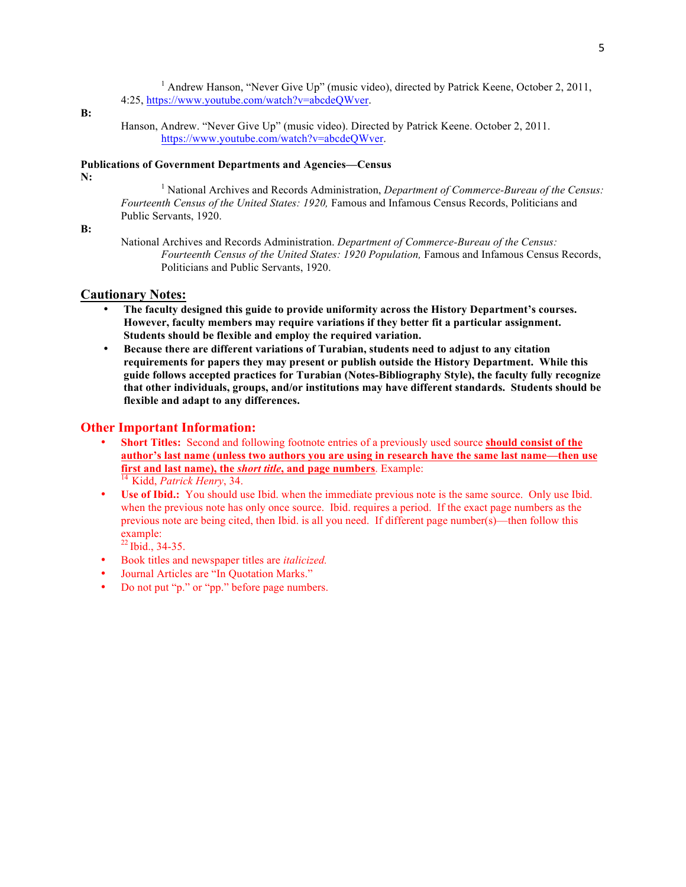[1] Andrew Hanson, "Never Give Up" (music video), directed by Patrick Keene, October 2, 2011, 4:25, https://www.youtube.com/watch?v=abcdeQWver.

**B:**

Hanson, Andrew. "Never Give Up" (music video). Directed by Patrick Keene. October 2, 2011. https://www.youtube.com/watch?v=abcdeQWver.

**Publications of Government Departments and Agencies—Census**

**N:**

[1] National Archives and Records Administration, *Department of Commerce-Bureau of the Census: Fourteenth Census of the United States: 1920,* Famous and Infamous Census Records, Politicians and Public Servants, 1920.

**B:**

National Archives and Records Administration. *Department of Commerce-Bureau of the Census: Fourteenth Census of the United States: 1920 Population,* Famous and Infamous Census Records, Politicians and Public Servants, 1920.

## Cautionary Notes:

- **The faculty designed this guide to provide uniformity across the History Department's courses. However, faculty members may require variations if they better fit a particular assignment. Students should be flexible and employ the required variation.**
- **Because there are different variations of Turabian, students need to adjust to any citation requirements for papers they may present or publish outside the History Department. While this guide follows accepted practices for Turabian (Notes-Bibliography Style), the faculty fully recognize that other individuals, groups, and/or institutions may have different standards. Students should be flexible and adapt to any differences.**

## Other Important Information:

- **Short Titles:** Second and following footnote entries of a previously used source **should consist of the author's last name (unless two authors you are using in research have the same last name—then use first and last name), the *short title*, and page numbers**. Example:
  [14] Kidd, *Patrick Henry*, 34.
- **Use of Ibid.:** You should use Ibid. when the immediate previous note is the same source. Only use Ibid. when the previous note has only once source. Ibid. requires a period. If the exact page numbers as the previous note are being cited, then Ibid. is all you need. If different page number(s)—then follow this example:
  [22] Ibid., 34-35.
- Book titles and newspaper titles are *italicized.*
- Journal Articles are "In Quotation Marks."
- Do not put "p." or "pp." before page numbers.